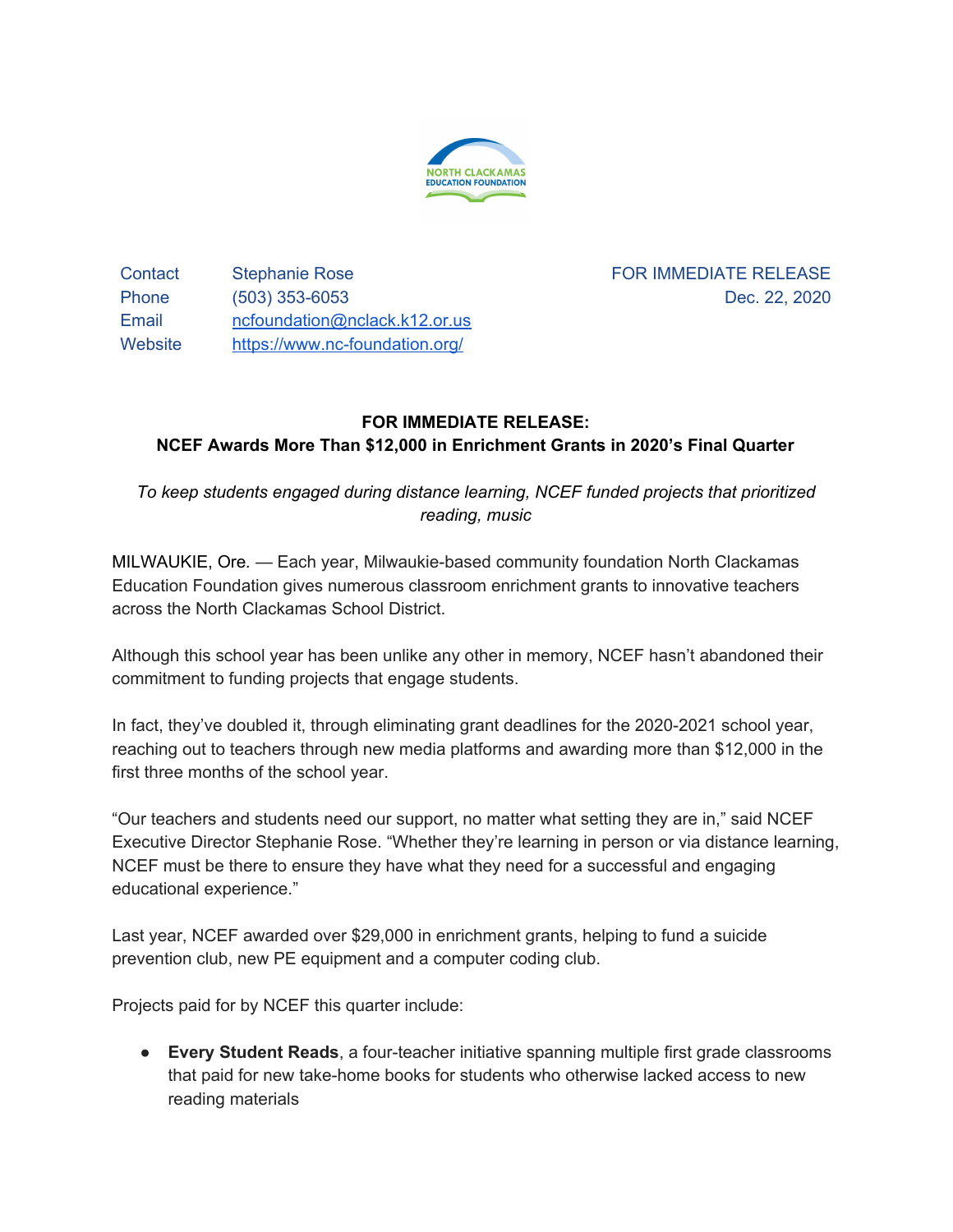NORTH CLACKAMAS EDUCATION FOUNDATION

| | | |
|---|---|---|
| Contact | Stephanie Rose | FOR IMMEDIATE RELEASE |
| Phone | (503) 353-6053 | Dec. 22, 2020 |
| Email | ncfoundation@nclack.k12.or.us | |
| Website | https://www.nc-foundation.org/ | |

**FOR IMMEDIATE RELEASE:**
**NCEF Awards More Than $12,000 in Enrichment Grants in 2020's Final Quarter**

*To keep students engaged during distance learning, NCEF funded projects that prioritized reading, music*

MILWAUKIE, Ore. — Each year, Milwaukie-based community foundation North Clackamas Education Foundation gives numerous classroom enrichment grants to innovative teachers across the North Clackamas School District.

Although this school year has been unlike any other in memory, NCEF hasn't abandoned their commitment to funding projects that engage students.

In fact, they've doubled it, through eliminating grant deadlines for the 2020-2021 school year, reaching out to teachers through new media platforms and awarding more than $12,000 in the first three months of the school year.

"Our teachers and students need our support, no matter what setting they are in," said NCEF Executive Director Stephanie Rose. "Whether they're learning in person or via distance learning, NCEF must be there to ensure they have what they need for a successful and engaging educational experience."

Last year, NCEF awarded over $29,000 in enrichment grants, helping to fund a suicide prevention club, new PE equipment and a computer coding club.

Projects paid for by NCEF this quarter include:

- **Every Student Reads**, a four-teacher initiative spanning multiple first grade classrooms that paid for new take-home books for students who otherwise lacked access to new reading materials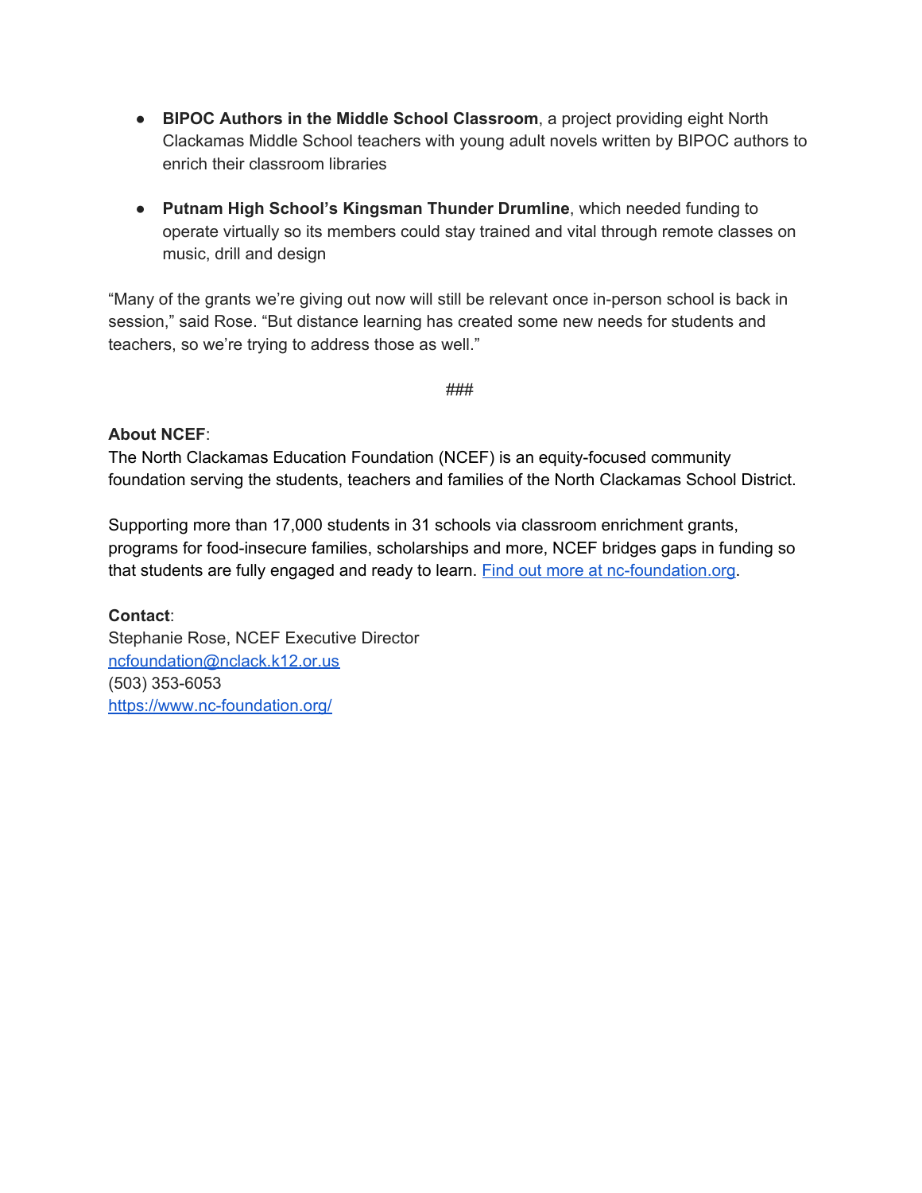- **BIPOC Authors in the Middle School Classroom**, a project providing eight North Clackamas Middle School teachers with young adult novels written by BIPOC authors to enrich their classroom libraries

- **Putnam High School's Kingsman Thunder Drumline**, which needed funding to operate virtually so its members could stay trained and vital through remote classes on music, drill and design

"Many of the grants we're giving out now will still be relevant once in-person school is back in session," said Rose. "But distance learning has created some new needs for students and teachers, so we're trying to address those as well."

###

**About NCEF**:
The North Clackamas Education Foundation (NCEF) is an equity-focused community foundation serving the students, teachers and families of the North Clackamas School District.

Supporting more than 17,000 students in 31 schools via classroom enrichment grants, programs for food-insecure families, scholarships and more, NCEF bridges gaps in funding so that students are fully engaged and ready to learn. Find out more at nc-foundation.org.

**Contact**:
Stephanie Rose, NCEF Executive Director
ncfoundation@nclack.k12.or.us
(503) 353-6053
https://www.nc-foundation.org/